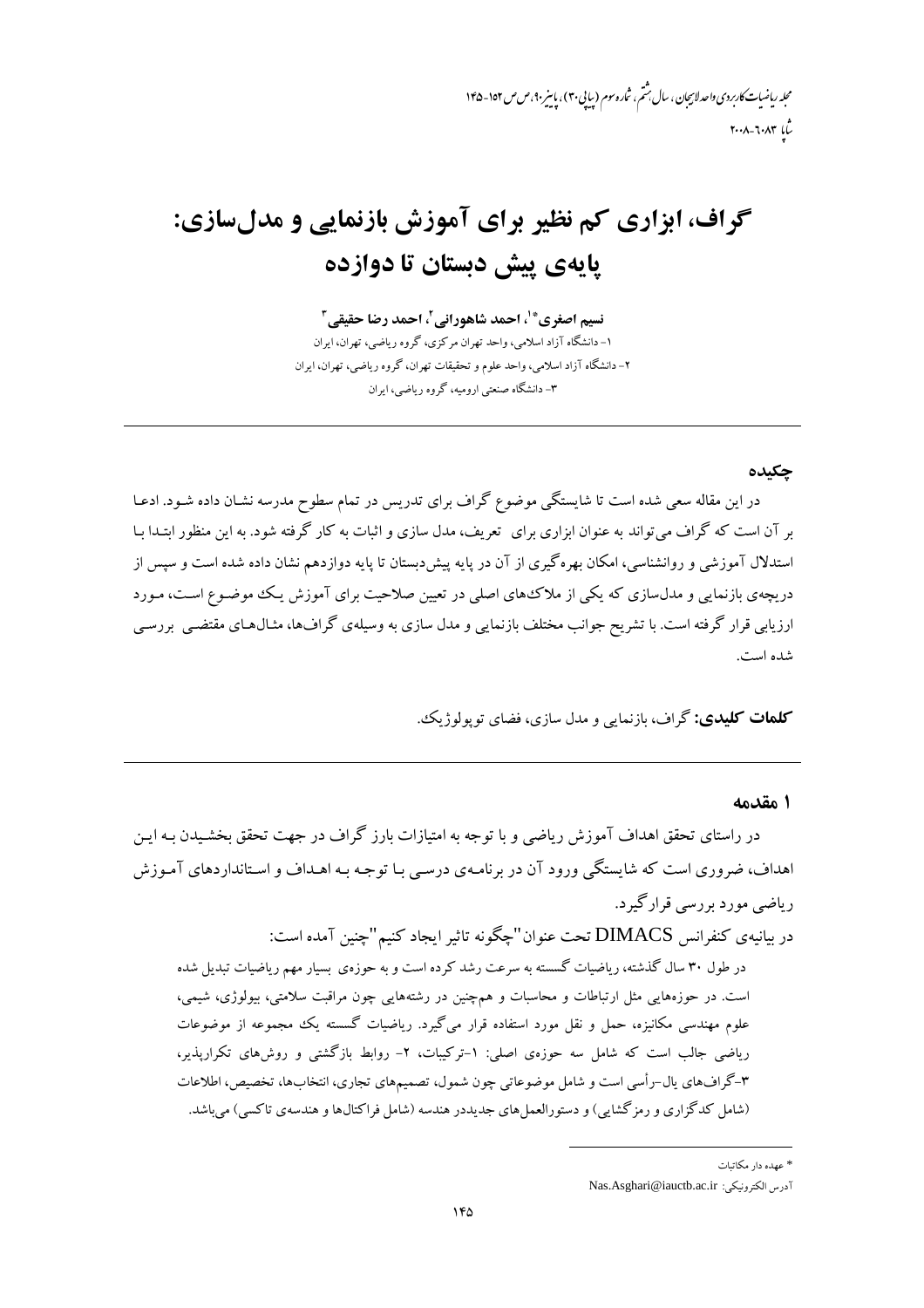# گراف، ابزاری کم نظیر برای آموزش بازنمایی و مدل‌سازی: پایه‌ی پیش دبستان تا دوازده

**نسیم اصغری*[1]، احمد شاهورانی[2]، احمد رضا حقیقی[3]**

۱- دانشگاه آزاد اسلامی، واحد تهران مرکزی، گروه ریاضی، تهران، ایران

۲- دانشگاه آزاد اسلامی، واحد علوم و تحقیقات تهران، گروه ریاضی، تهران، ایران

۳- دانشگاه صنعتی ارومیه، گروه ریاضی، ایران

## چکیده

در این مقاله سعی شده است تا شایستگی موضوع گراف برای تدریس در تمام سطوح مدرسه نشان داده شود. ادعا بر آن است که گراف می‌تواند به عنوان ابزاری برای تعریف، مدل سازی و اثبات به کار گرفته شود. به این منظور ابتدا با استدلال آموزشی و روانشناسی، امکان بهره‌گیری از آن در پایه پیش‌دبستان تا پایه دوازدهم نشان داده شده است و سپس از دریچه‌ی بازنمایی و مدل‌سازی که یکی از ملاک‌های اصلی در تعیین صلاحیت برای آموزش یک موضوع است، مورد ارزیابی قرار گرفته است. با تشریح جوانب مختلف بازنمایی و مدل سازی به وسیله‌ی گراف‌ها، مثال‌های مقتضی بررسی شده است.

**کلمات کلیدی:** گراف، بازنمایی و مدل سازی، فضای توپولوژیک.

## ۱ مقدمه

در راستای تحقق اهداف آموزش ریاضی و با توجه به امتیازات بارز گراف در جهت تحقق بخشیدن به این اهداف، ضروری است که شایستگی ورود آن در برنامه‌ی درسی با توجه به اهداف و استانداردهای آموزش ریاضی مورد بررسی قرارگیرد.

در بیانیه‌ی کنفرانس DIMACS تحت عنوان "چگونه تاثیر ایجاد کنیم" چنین آمده است:

در طول ۳۰ سال گذشته، ریاضیات گسسته به سرعت رشد کرده است و به حوزه‌ی بسیار مهم ریاضیات تبدیل شده است. در حوزه‌هایی مثل ارتباطات و محاسبات و همچنین در رشته‌هایی چون مراقبت سلامتی، بیولوژی، شیمی، علوم مهندسی مکانیزه، حمل و نقل مورد استفاده قرار می‌گیرد. ریاضیات گسسته یک مجموعه از موضوعات ریاضی جالب است که شامل سه حوزه‌ی اصلی: ۱-ترکیبات، ۲- روابط بازگشتی و روش‌های تکرارپذیر، ۳-گراف‌های یال-رأسی است و شامل موضوعاتی چون شمول، تصمیم‌های تجاری، انتخاب‌ها، تخصیص، اطلاعات (شامل کدگزاری و رمزگشایی) و دستورالعمل‌های جدیددر هندسه (شامل فراکتال‌ها و هندسه‌ی تاکسی) می‌باشد.

---

* عهده دار مکاتبات

آدرس الکترونیکی: Nas.Asghari@iauctb.ac.ir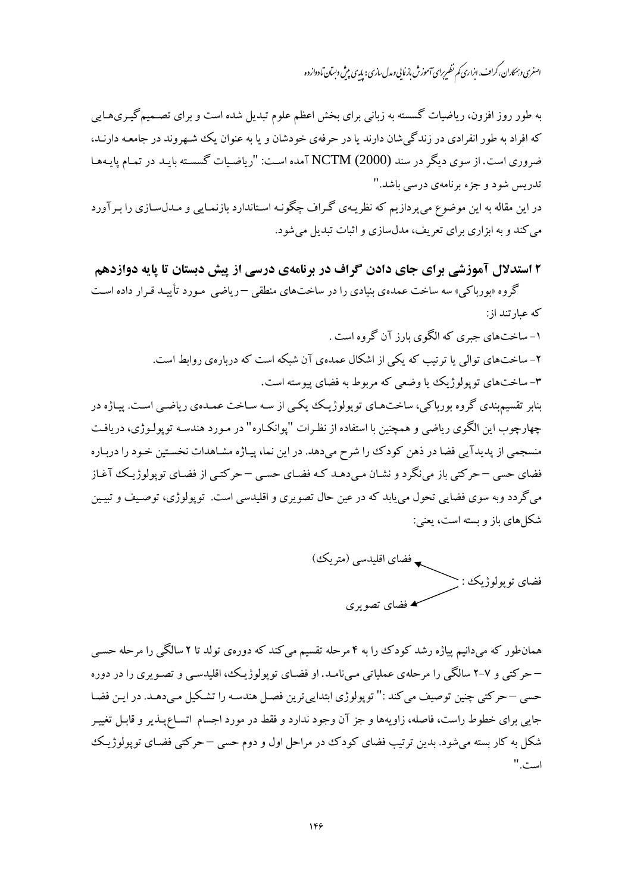به طور روز افزون، ریاضیات گسسته به زبانی برای بخش اعظم علوم تبدیل شده است و برای تصمیم‌گیری‌هایی که افراد به طور انفرادی در زندگی‌شان دارند یا در حرفه‌ی خودشان و یا به عنوان یک شهروند در جامعه دارند، ضروری است. از سوی دیگر در سند NCTM (2000) آمده است: "ریاضیات گسسته باید در تمام پایه‌ها تدریس شود و جزء برنامه‌ی درسی باشد."

در این مقاله به این موضوع می‌پردازیم که نظریه‌ی گراف چگونه استاندارد بازنمایی و مدل‌سازی را برآورد می‌کند و به ابزاری برای تعریف، مدل‌سازی و اثبات تبدیل می‌شود.

## ۲ استدلال آموزشی برای جای دادن گراف در برنامه‌ی درسی از پیش دبستان تا پایه دوازدهم

گروه «بورباکی» سه ساخت عمده‌ی بنیادی را در ساخت‌های منطقی – ریاضی مورد تأیید قرار داده است که عبارتند از:

۱- ساخت‌های جبری که الگوی بارز آن گروه است.

۲- ساخت‌های توالی یا ترتیب که یکی از اشکال عمده‌ی آن شبکه است که درباره‌ی روابط است.

۳- ساخت‌های توپولوژیک یا وضعی که مربوط به فضای پیوسته است.

بنابر تقسیم‌بندی گروه بورباکی، ساخت‌های توپولوژیک یکی از سه ساخت عمده‌ی ریاضی است. پیاژه در چهارچوب این الگوی ریاضی و همچنین با استفاده از نظرات "پوانکاره" در مورد هندسه توپولوژی، دریافت منسجمی از پدیدآیی فضا در ذهن کودک را شرح می‌دهد. در این نما، پیاژه مشاهدات نخستین خود را درباره فضای حسی – حرکتی باز می‌نگرد و نشان می‌دهد که فضای حسی – حرکتی از فضای توپولوژیک آغاز می‌گردد وبه سوی فضایی تحول می‌یابد که در عین حال تصویری و اقلیدسی است. توپولوژی، توصیف و تبیین شکل‌های باز و بسته است، یعنی:

فضای توپولوژیک : ← فضای اقلیدسی (متریک) / ← فضای تصویری

همان‌طور که می‌دانیم پیاژه رشد کودک را به ۴ مرحله تقسیم می‌کند که دوره‌ی تولد تا ۲ سالگی را مرحله حسی – حرکتی و ۷-۲ سالگی را مرحله‌ی عملیاتی می‌نامد. او فضای توپولوژیک، اقلیدسی و تصویری را در دوره حسی – حرکتی چنین توصیف می‌کند: "توپولوژی ابتدایی‌ترین فصل هندسه را تشکیل می‌دهد. در این فضا جایی برای خطوط راست، فاصله، زاویه‌ها و جز آن وجود ندارد و فقط در مورد اجسام اتساع‌پذیر و قابل تغییر شکل به کار بسته می‌شود. بدین ترتیب فضای کودک در مراحل اول و دوم حسی – حرکتی فضای توپولوژیک است."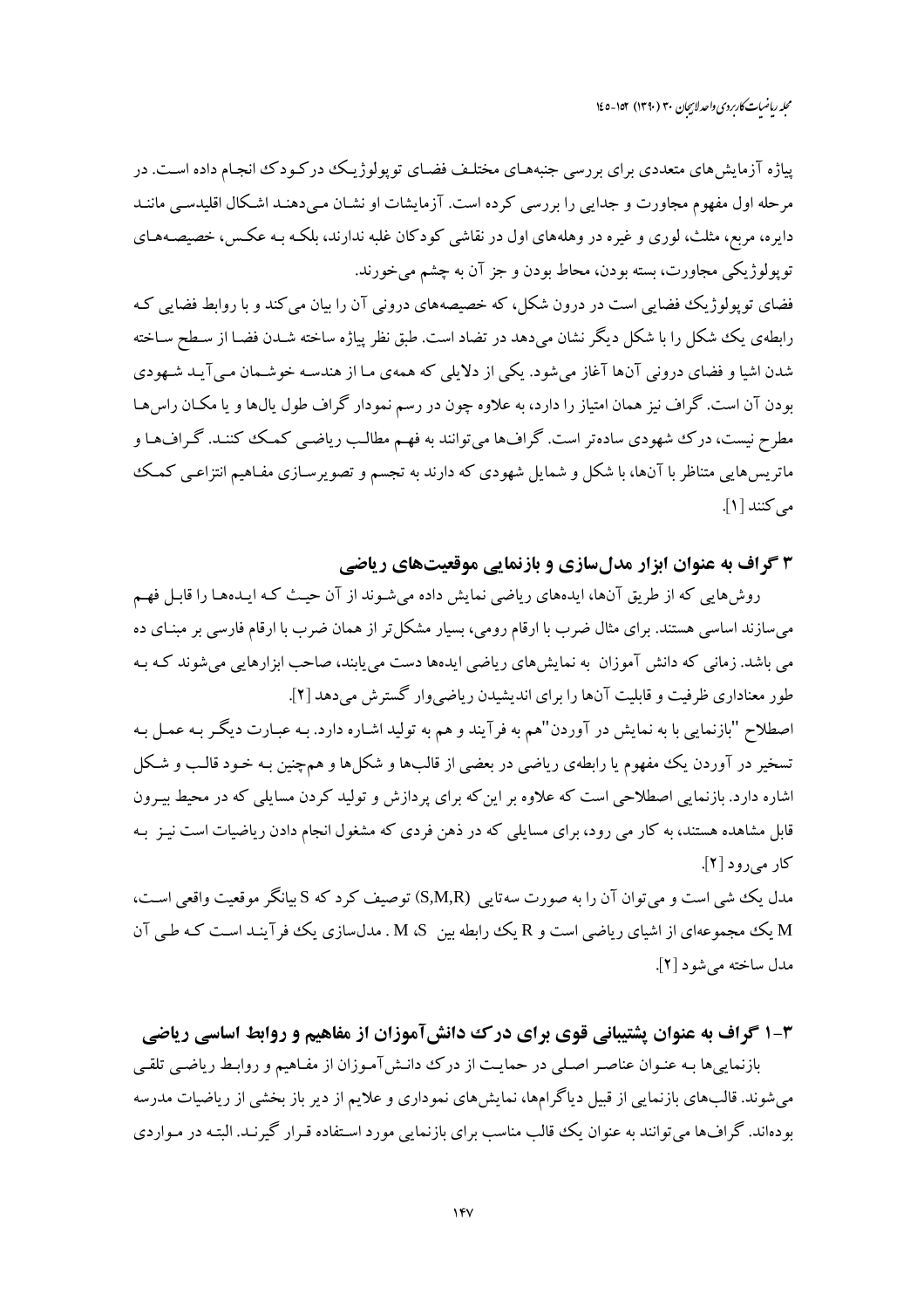پیاژه آزمایش‌های متعددی برای بررسی جنبه‌های مختلف فضای توپولوژیک درکودک انجام داده است. در مرحله اول مفهوم مجاورت و جدایی را بررسی کرده است. آزمایشات او نشان می‌دهند اشکال اقلیدسی مانند دایره، مربع، مثلث، لوری و غیره در وهله‌های اول در نقاشی کودکان غلبه ندارند، بلکه به عکس، خصیصه‌های توپولوژیکی مجاورت، بسته بودن، محاط بودن و جز آن به چشم می‌خورند.

فضای توپولوژیک فضایی است در درون شکل، که خصیصه‌های درونی آن را بیان می‌کند و با روابط فضایی که رابطه‌ی یک شکل را با شکل دیگر نشان می‌دهد در تضاد است. طبق نظر پیاژه ساخته شدن فضا از سطح ساخته شدن اشیا و فضای درونی آن‌ها آغاز می‌شود. یکی از دلایلی که همه‌ی ما از هندسه خوشمان می‌آید شهودی بودن آن است. گراف نیز همان امتیاز را دارد، به علاوه چون در رسم نمودار گراف طول یال‌ها و یا مکان راس‌ها مطرح نیست، درک شهودی ساده‌تر است. گراف‌ها می‌توانند به فهم مطالب ریاضی کمک کنند. گراف‌ها و ماتریس‌هایی متناظر با آن‌ها، با شکل و شمایل شهودی که دارند به تجسم و تصویرسازی مفاهیم انتزاعی کمک می‌کنند [1].

## ۳ گراف به عنوان ابزار مدل‌سازی و بازنمایی موقعیت‌های ریاضی

روش‌هایی که از طریق آن‌ها، ایده‌های ریاضی نمایش داده می‌شوند از آن حیث که ایده‌ها را قابل فهم می‌سازند اساسی هستند. برای مثال ضرب با ارقام رومی، بسیار مشکل‌تر از همان ضرب با ارقام فارسی بر مبنای ده می باشد. زمانی که دانش آموزان به نمایش‌های ریاضی ایده‌ها دست می‌یابند، صاحب ابزارهایی می‌شوند که به طور معناداری ظرفیت و قابلیت آن‌ها را برای اندیشیدن ریاضی‌وار گسترش می‌دهد [2].

اصطلاح "بازنمایی با به نمایش در آوردن"هم به فرآیند و هم به تولید اشاره دارد. به عبارت دیگر به عمل به تسخیر در آوردن یک مفهوم یا رابطه‌ی ریاضی در بعضی از قالب‌ها و شکل‌ها و همچنین به خود قالب و شکل اشاره دارد. بازنمایی اصطلاحی است که علاوه بر این‌که برای پردازش و تولید کردن مسایلی که در محیط بیرون قابل مشاهده هستند، به کار می رود، برای مسایلی که در ذهن فردی که مشغول انجام دادن ریاضیات است نیز به کار می‌رود [2].

مدل یک شی است و می‌توان آن را به صورت سه‌تایی (S,M,R) توصیف کرد که S بیانگر موقعیت واقعی است، M یک مجموعه‌ای از اشیای ریاضی است و R یک رابطه بین S، M . مدل‌سازی یک فرآیند است که طی آن مدل ساخته می‌شود [2].

### ۳-۱ گراف به عنوان پشتیبانی قوی برای درک دانش‌آموزان از مفاهیم و روابط اساسی ریاضی

بازنمایی‌ها به عنوان عناصر اصلی در حمایت از درک دانش‌آموزان از مفاهیم و روابط ریاضی تلقی می‌شوند. قالب‌های بازنمایی از قبیل دیاگرام‌ها، نمایش‌های نموداری و علایم از دیر باز بخشی از ریاضیات مدرسه بوده‌اند. گراف‌ها می‌توانند به عنوان یک قالب مناسب برای بازنمایی مورد استفاده قرار گیرند. البته در مواردی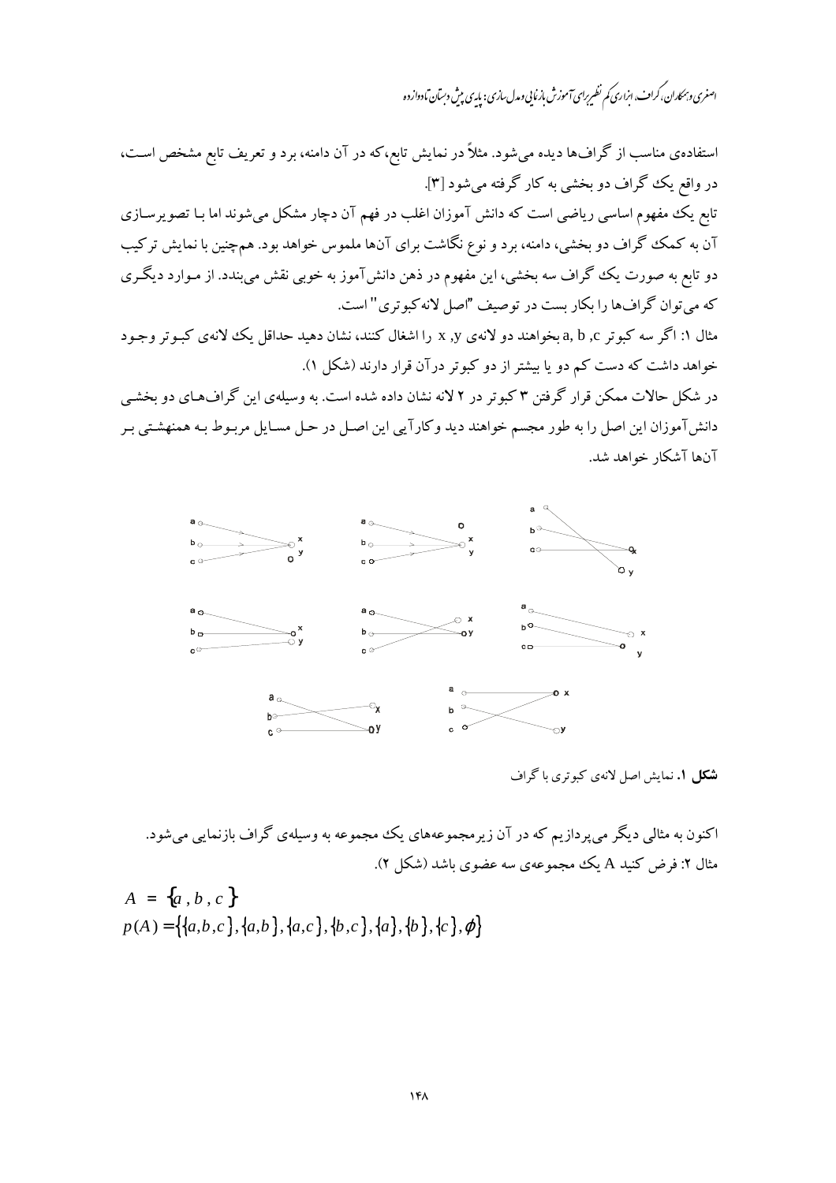استفاده‌ی مناسب از گراف‌ها دیده می‌شود. مثلاً در نمایش تابع،که در آن دامنه، برد و تعریف تابع مشخص است، در واقع یک گراف دو بخشی به کار گرفته می‌شود [۳].

تابع یک مفهوم اساسی ریاضی است که دانش آموزان اغلب در فهم آن دچار مشکل می‌شوند اما با تصویرسازی آن به کمک گراف دو بخشی، دامنه، برد و نوع نگاشت برای آن‌ها ملموس خواهد بود. هم‌چنین با نمایش ترکیب دو تابع به صورت یک گراف سه بخشی، این مفهوم در ذهن دانش‌آموز به خوبی نقش می‌بندد. از موارد دیگری که می‌توان گراف‌ها را بکار بست در توصیف "اصل لانه‌کبوتری" است.

مثال ۱: اگر سه کبوتر a, b ,c بخواهند دو لانه‌ی x ,y را اشغال کنند، نشان دهید حداقل یک لانه‌ی کبوتر وجود خواهد داشت که دست کم دو یا بیشتر از دو کبوتر درآن قرار دارند (شکل ۱).

در شکل حالات ممکن قرار گرفتن ۳ کبوتر در ۲ لانه نشان داده شده است. به وسیله‌ی این گراف‌های دو بخشی دانش‌آموزان این اصل را به طور مجسم خواهند دید وکارآیی این اصل در حل مسایل مربوط بـه همنهشتی بـر آن‌ها آشکار خواهد شد.

**شکل ۱.** نمایش اصل لانه‌ی کبوتری با گراف

اکنون به مثالی دیگر می‌پردازیم که در آن زیرمجموعه‌های یک مجموعه به وسیله‌ی گراف بازنمایی می‌شود.

مثال ۲: فرض کنید A یک مجموعه‌ی سه عضوی باشد (شکل ۲).

$$A = \{a, b, c\}$$

$$p(A) = \{\{a,b,c\}, \{a,b\}, \{a,c\}, \{b,c\}, \{a\}, \{b\}, \{c\}, \phi\}$$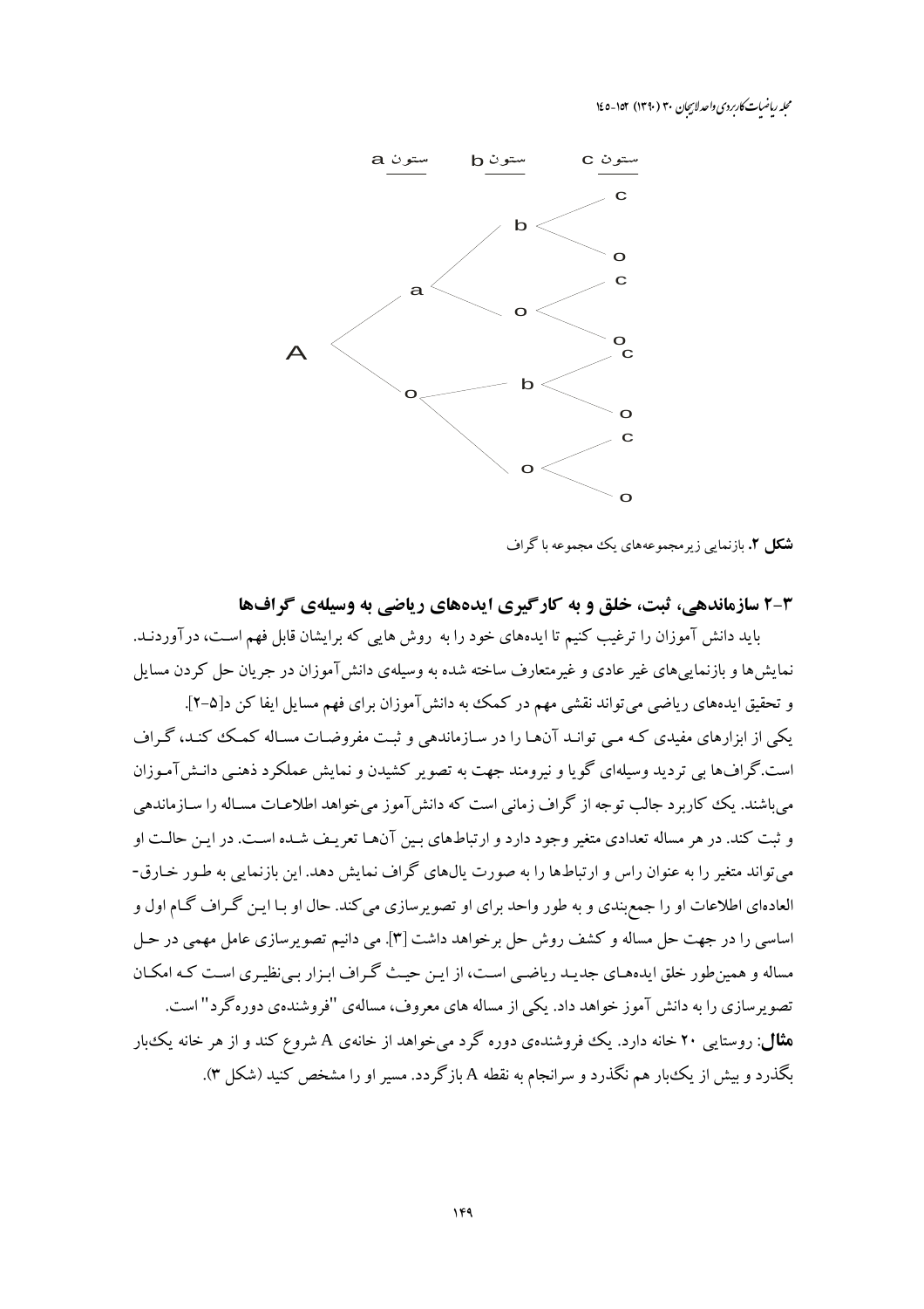**شکل ۲.** بازنمایی زیرمجموعه‌های یک مجموعه با گراف

## ۳-۲ سازماندهی، ثبت، خلق و به کارگیری ایده‌های ریاضی به وسیله‌ی گراف‌ها

باید دانش آموزان را ترغیب کنیم تا ایده‌های خود را به روش هایی که برایشان قابل فهم است، درآورند. نمایش‌ها و بازنمایی‌های غیر عادی و غیرمتعارف ساخته شده به وسیله‌ی دانش‌آموزان در جریان حل کردن مسایل و تحقیق ایده‌های ریاضی می‌تواند نقشی مهم در کمک به دانش‌آموزان برای فهم مسایل ایفا کن د[۵-۲].

یکی از ابزارهای مفیدی که می تواند آن‌ها را در سازماندهی و ثبت مفروضات مساله کمک کند، گراف است. گراف‌ها بی تردید وسیله‌ای گویا و نیرومند جهت به تصویر کشیدن و نمایش عملکرد ذهنی دانش‌آموزان می‌باشند. یک کاربرد جالب توجه از گراف زمانی است که دانش‌آموز می‌خواهد اطلاعات مساله را سازماندهی و ثبت کند. در هر مساله تعدادی متغیر وجود دارد و ارتباط‌های بین آن‌ها تعریف شده است. در این حالت او می‌تواند متغیر را به عنوان راس و ارتباط‌ها را به صورت یال‌های گراف نمایش دهد. این بازنمایی به طور خارق-العاده‌ای اطلاعات او را جمع‌بندی و به طور واحد برای او تصویرسازی می‌کند. حال او با این گراف گام اول و اساسی را در جهت حل مساله و کشف روش حل برخواهد داشت [۳]. می دانیم تصویرسازی عامل مهمی در حل مساله و همین‌طور خلق ایده‌های جدید ریاضی است، از این حیث گراف ابزار بی‌نظیری است که امکان تصویرسازی را به دانش آموز خواهد داد. یکی از مساله های معروف، مساله‌ی "فروشنده‌ی دوره‌گرد" است.

**مثال**: روستایی ۲۰ خانه دارد. یک فروشنده‌ی دوره گرد می‌خواهد از خانه‌ی A شروع کند و از هر خانه یک‌بار بگذرد و بیش از یک‌بار هم نگذرد و سرانجام به نقطه A بازگردد. مسیر او را مشخص کنید (شکل ۳).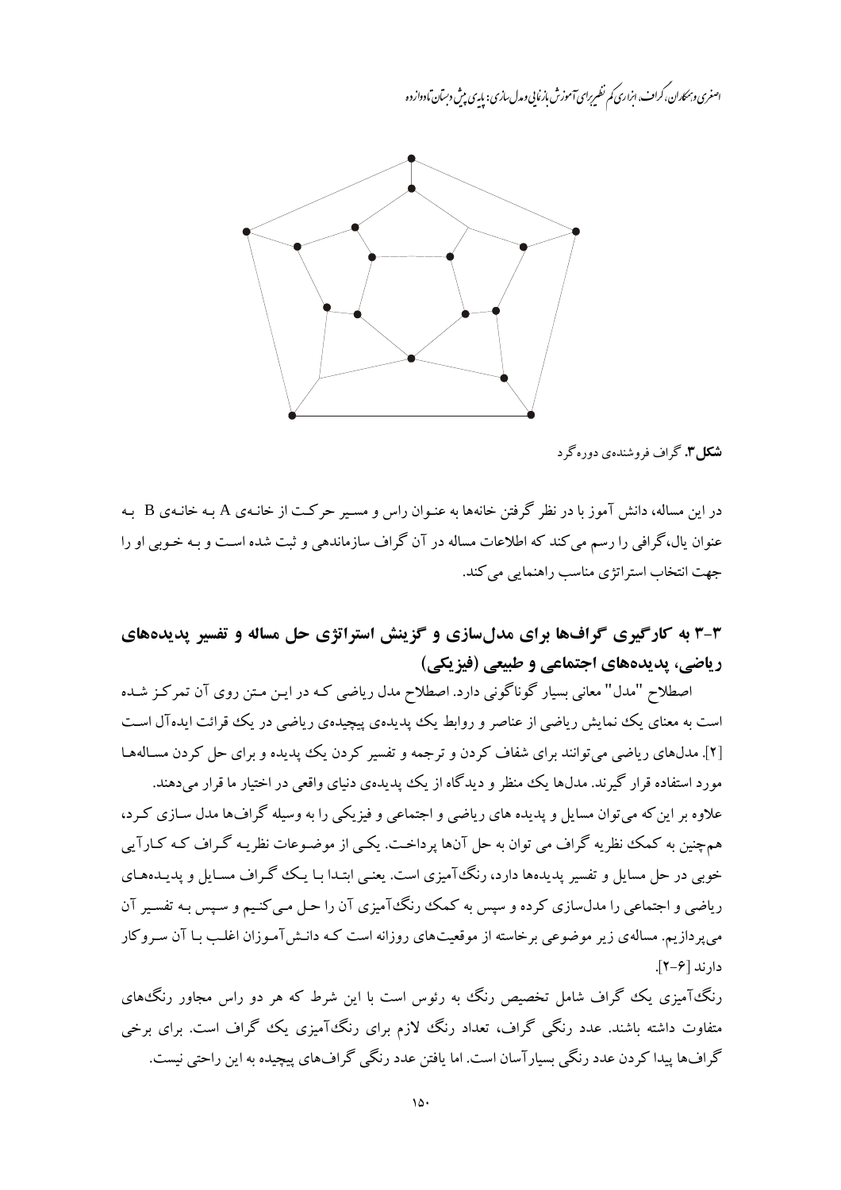**شکل ۳.** گراف فروشنده‌ی دوره‌گرد

در این مساله، دانش آموز با در نظر گرفتن خانه‌ها به عنوان راس و مسیر حرکت از خانه‌ی A به خانه‌ی B به عنوان یال، گرافی را رسم می‌کند که اطلاعات مساله در آن گراف سازماندهی و ثبت شده است و به خوبی او را جهت انتخاب استراتژی مناسب راهنمایی می‌کند.

## ۳-۳ به کارگیری گراف‌ها برای مدل‌سازی و گزینش استراتژی حل مساله و تفسیر پدیده‌های ریاضی، پدیده‌های اجتماعی و طبیعی (فیزیکی)

اصطلاح "مدل" معانی بسیار گوناگونی دارد. اصطلاح مدل ریاضی که در این متن روی آن تمرکز شده است به معنای یک نمایش ریاضی از عناصر و روابط یک پدیده‌ی پیچیده‌ی ریاضی در یک قرائت ایده‌آل است [۲]. مدل‌های ریاضی می‌توانند برای شفاف کردن و ترجمه و تفسیر کردن یک پدیده و برای حل کردن مساله‌ها مورد استفاده قرار گیرند. مدل‌ها یک منظر و دیدگاه از یک پدیده‌ی دنیای واقعی در اختیار ما قرار می‌دهند.

علاوه بر این‌که می‌توان مسایل و پدیده های ریاضی و اجتماعی و فیزیکی را به وسیله گراف‌ها مدل سازی کرد، هم‌چنین به کمک نظریه گراف می توان به حل آن‌ها پرداخت. یکی از موضوعات نظریه گراف که کارآیی خوبی در حل مسایل و تفسیر پدیده‌ها دارد، رنگ‌آمیزی است. یعنی ابتدا با یک گراف مسایل و پدیده‌های ریاضی و اجتماعی را مدل‌سازی کرده و سپس به کمک رنگ‌آمیزی آن را حل می‌کنیم و سپس به تفسیر آن می‌پردازیم. مساله‌ی زیر موضوعی برخاسته از موقعیت‌های روزانه است که دانش‌آموزان اغلب با آن سروکار دارند [۶-۲].

رنگ‌آمیزی یک گراف شامل تخصیص رنگ به رئوس است با این شرط که هر دو راس مجاور رنگ‌های متفاوت داشته باشند. عدد رنگی گراف، تعداد رنگ لازم برای رنگ‌آمیزی یک گراف است. برای برخی گراف‌ها پیدا کردن عدد رنگی بسیارآسان است. اما یافتن عدد رنگی گراف‌های پیچیده به این راحتی نیست.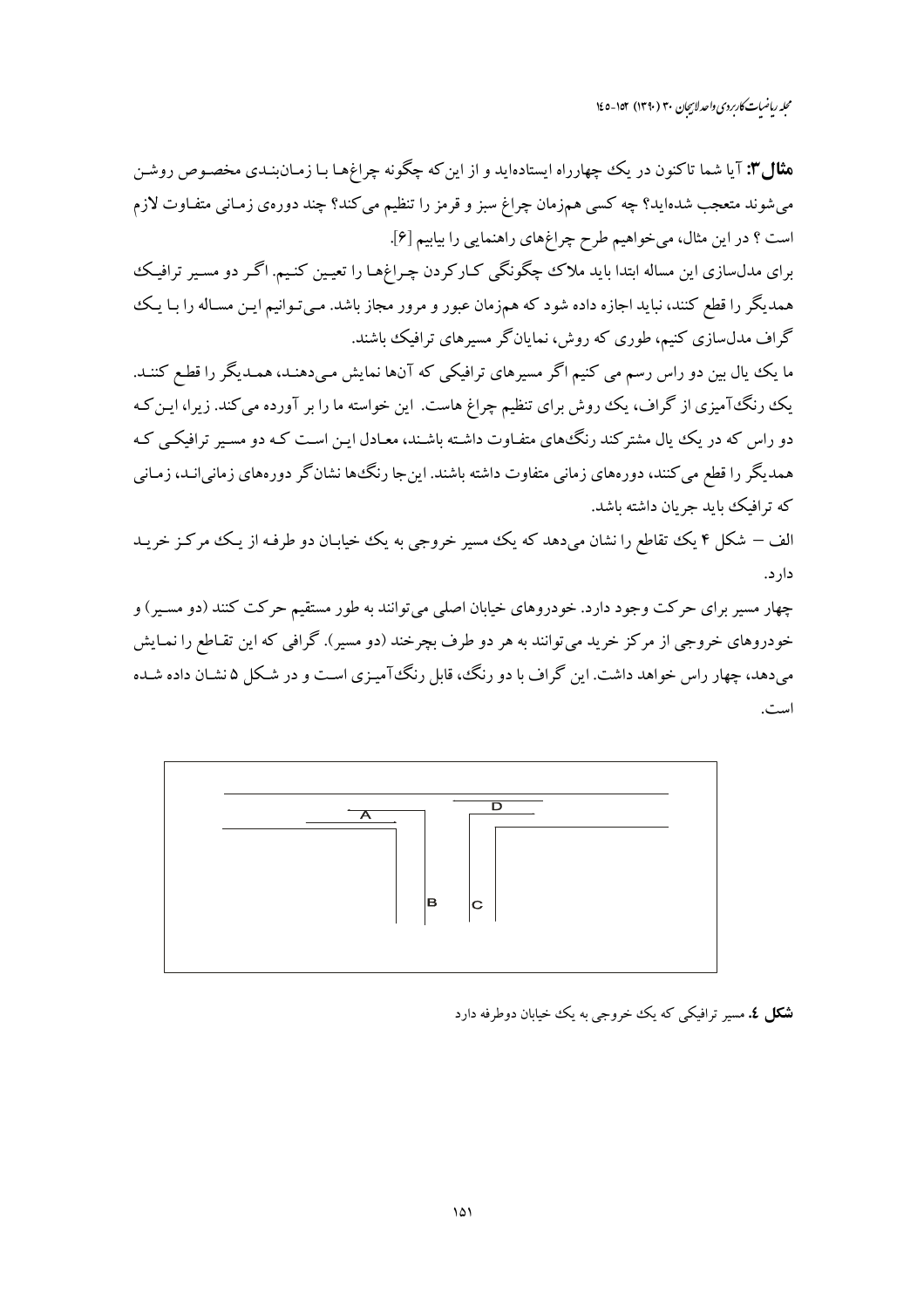**مثال۳:** آیا شما تاکنون در یک چهارراه ایستاده‌اید و از این‌که چگونه چراغ‌ها با زمان‌بندی مخصوص روشن می‌شوند متعجب شده‌اید؟ چه کسی هم‌زمان چراغ سبز و قرمز را تنظیم می‌کند؟ چند دوره‌ی زمانی متفاوت لازم است ؟ در این مثال، می‌خواهیم طرح چراغ‌های راهنمایی را بیابیم [۶].

برای مدل‌سازی این مساله ابتدا باید ملاک چگونگی کارکردن چراغ‌ها را تعیین کنیم. اگر دو مسیر ترافیک همدیگر را قطع کنند، نباید اجازه داده شود که هم‌زمان عبور و مرور مجاز باشد. می‌توانیم این مساله را با یک گراف مدل‌سازی کنیم، طوری که روش، نمایانگر مسیرهای ترافیک باشند.

ما یک یال بین دو راس رسم می کنیم اگر مسیرهای ترافیکی که آن‌ها نمایش می‌دهند، همدیگر را قطع کنند. یک رنگ‌آمیزی از گراف، یک روش برای تنظیم چراغ هاست. این خواسته ما را بر آورده می‌کند. زیرا، این‌که دو راس که در یک یال مشترکند رنگ‌های متفاوت داشته باشند، معادل این است که دو مسیر ترافیکی که همدیگر را قطع می‌کنند، دوره‌های زمانی متفاوت داشته باشند. این‌جا رنگ‌ها نشان‌گر دوره‌های زمانی‌اند، زمانی که ترافیک باید جریان داشته باشد.

الف – شکل ۴ یک تقاطع را نشان می‌دهد که یک مسیر خروجی به یک خیابان دو طرفه از یک مرکز خرید دارد.

چهار مسیر برای حرکت وجود دارد. خودروهای خیابان اصلی می‌توانند به طور مستقیم حرکت کنند (دو مسیر) و خودروهای خروجی از مرکز خرید می‌توانند به هر دو طرف بچرخند (دو مسیر). گرافی که این تقاطع را نمایش می‌دهد، چهار راس خواهد داشت. این گراف با دو رنگ، قابل رنگ‌آمیزی است و در شکل ۵ نشان داده شده است.

**شکل ٤.** مسیر ترافیکی که یک خروجی به یک خیابان دوطرفه دارد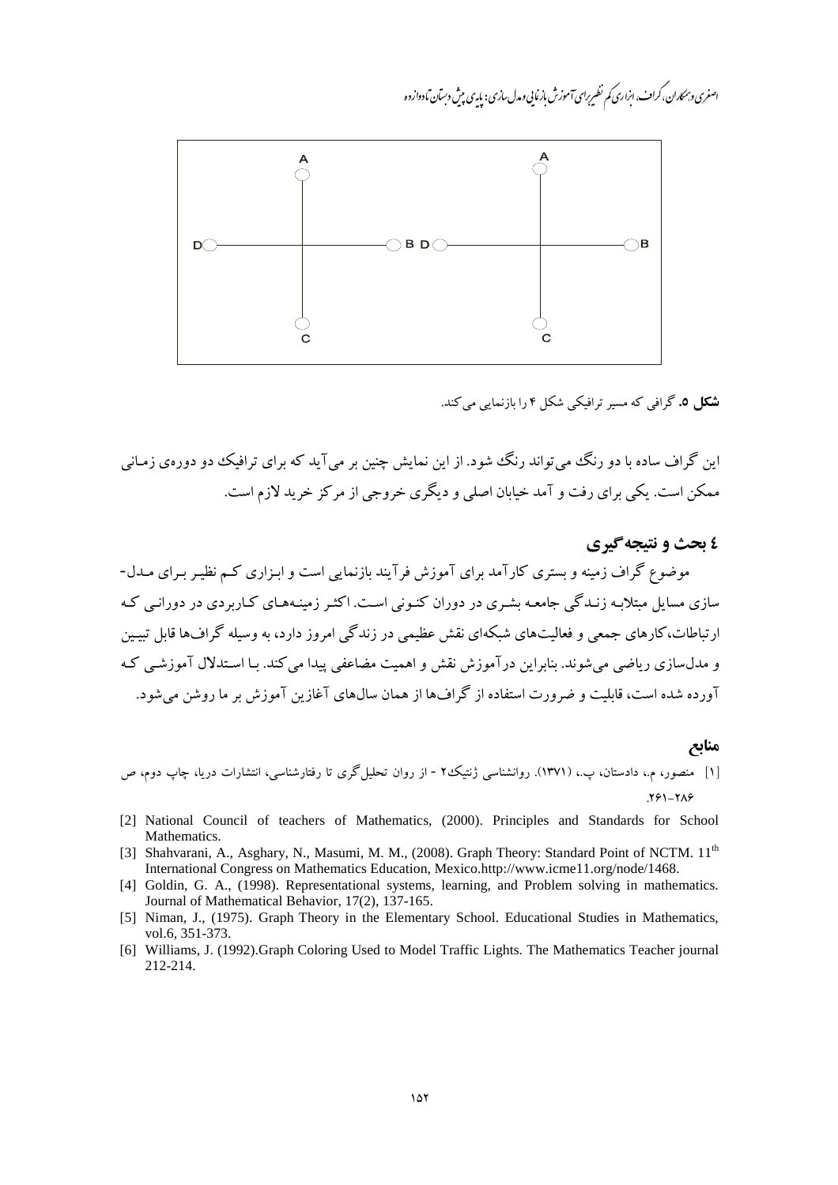A

D B

C

A

D B

C

**شکل ۵.** گرافی که مسیر ترافیکی شکل ۴ را بازنمایی می‌کند.

این گراف ساده با دو رنگ می‌تواند رنگ شود. از این نمایش چنین بر می‌آید که برای ترافیک دو دوره‌ی زمـانی ممکن است. یکی برای رفت و آمد خیابان اصلی و دیگری خروجی از مرکز خرید لازم است.

## ٤ بحث و نتیجه‌گیری

موضوع گراف زمینه و بستری کارآمد برای آموزش فرآیند بازنمایی است و ابـزاری کـم نظیـر بـرای مـدل-سازی مسایل مبتلابـه زنـدگی جامعـه بشـری در دوران کنـونی اسـت. اکثـر زمینـه‌هـای کـاربردی در دورانـی کـه ارتباطات،کارهای جمعی و فعالیت‌های شبکه‌ای نقش عظیمی در زندگی امروز دارد، به وسیله گراف‌ها قابل تبیـین و مدل‌سازی ریاضی می‌شوند. بنابراین درآموزش نقش و اهمیت مضاعفی پیدا می‌کند. بـا اسـتدلال آموزشـی کـه آورده شده است، قابلیت و ضرورت استفاده از گراف‌ها از همان سال‌های آغازین آموزش بر ما روشن می‌شود.

## منابع

[۱] منصور، م.، دادستان، پ.، (۱۳۷۱). روانشناسی ژنتیک۲ - از روان تحلیل‌گری تا رفتارشناسی، انتشارات دریا، چاپ دوم، ص ۲۶۱-۲۸۶.

[2] National Council of teachers of Mathematics, (2000). Principles and Standards for School Mathematics.

[3] Shahvarani, A., Asghary, N., Masumi, M. M., (2008). Graph Theory: Standard Point of NCTM. 11th International Congress on Mathematics Education, Mexico.http://www.icme11.org/node/1468.

[4] Goldin, G. A., (1998). Representational systems, learning, and Problem solving in mathematics. Journal of Mathematical Behavior, 17(2), 137-165.

[5] Niman, J., (1975). Graph Theory in the Elementary School. Educational Studies in Mathematics, vol.6, 351-373.

[6] Williams, J. (1992).Graph Coloring Used to Model Traffic Lights. The Mathematics Teacher journal 212-214.